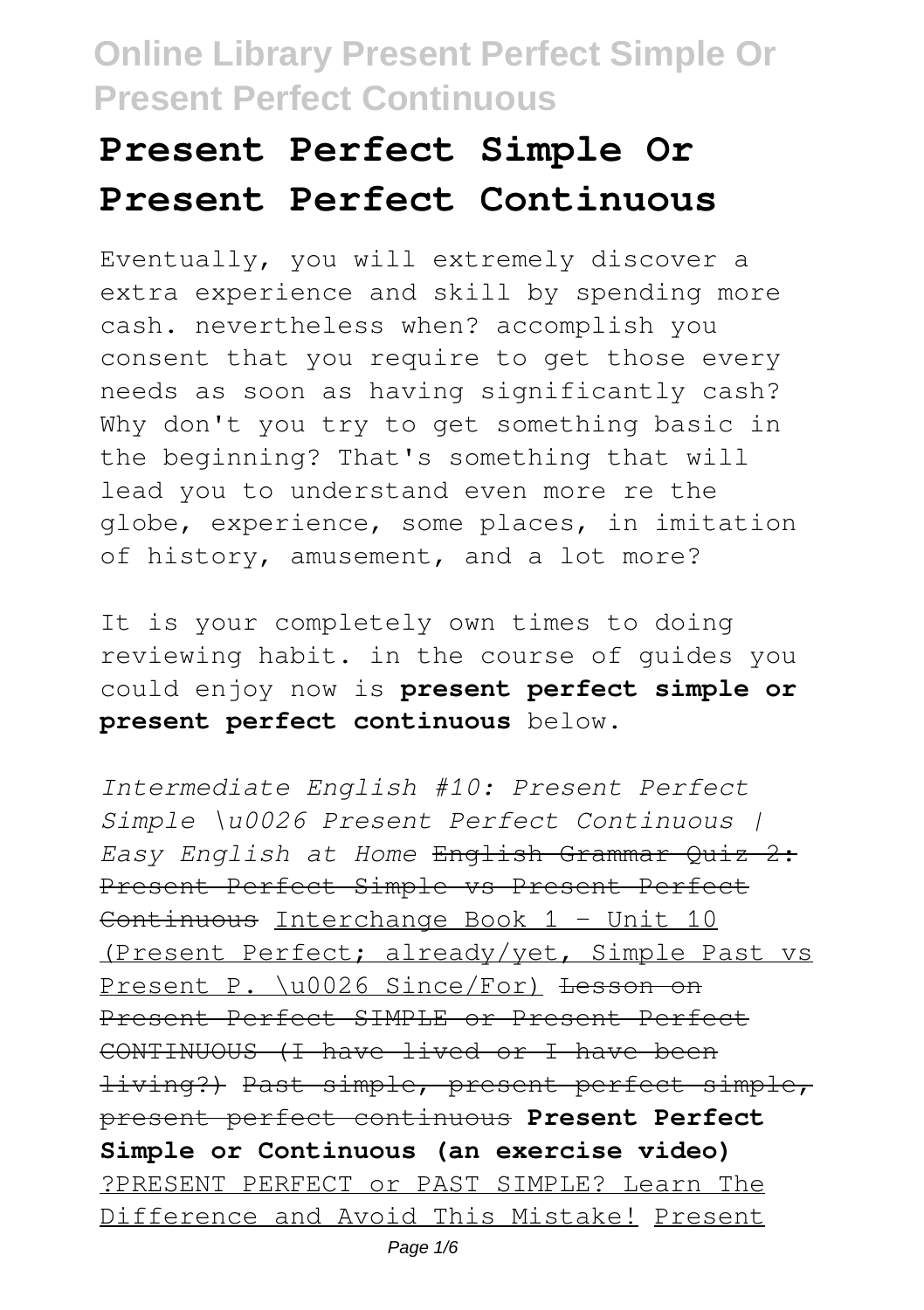# Present Perfect Simple Or Present Perfect Continuous

Eventually, you will extremely discover a extra experience and skill by spending more cash. nevertheless when? accomplish you consent that you require to get those every needs as soon as having significantly cash? Why don't you try to get something basic in the beginning? That's something that will lead you to understand even more re the globe, experience, some places, in imitation of history, amusement, and a lot more?

It is your completely own times to doing reviewing habit. in the course of guides you could enjoy now is **present perfect simple or present perfect continuous** below.

*Intermediate English #10: Present Perfect Simple \u0026 Present Perfect Continuous | Easy English at Home* ~~English Grammar Quiz 2: Present Perfect Simple vs Present Perfect Continuous~~ Interchange Book 1 - Unit 10 (Present Perfect; already/yet, Simple Past vs Present P. \u0026 Since/For) ~~Lesson on Present Perfect SIMPLE or Present Perfect CONTINUOUS (I have lived or I have been living?)~~ ~~Past simple, present perfect simple, present perfect continuous~~ **Present Perfect Simple or Continuous (an exercise video)** ?PRESENT PERFECT or PAST SIMPLE? Learn The Difference and Avoid This Mistake! Present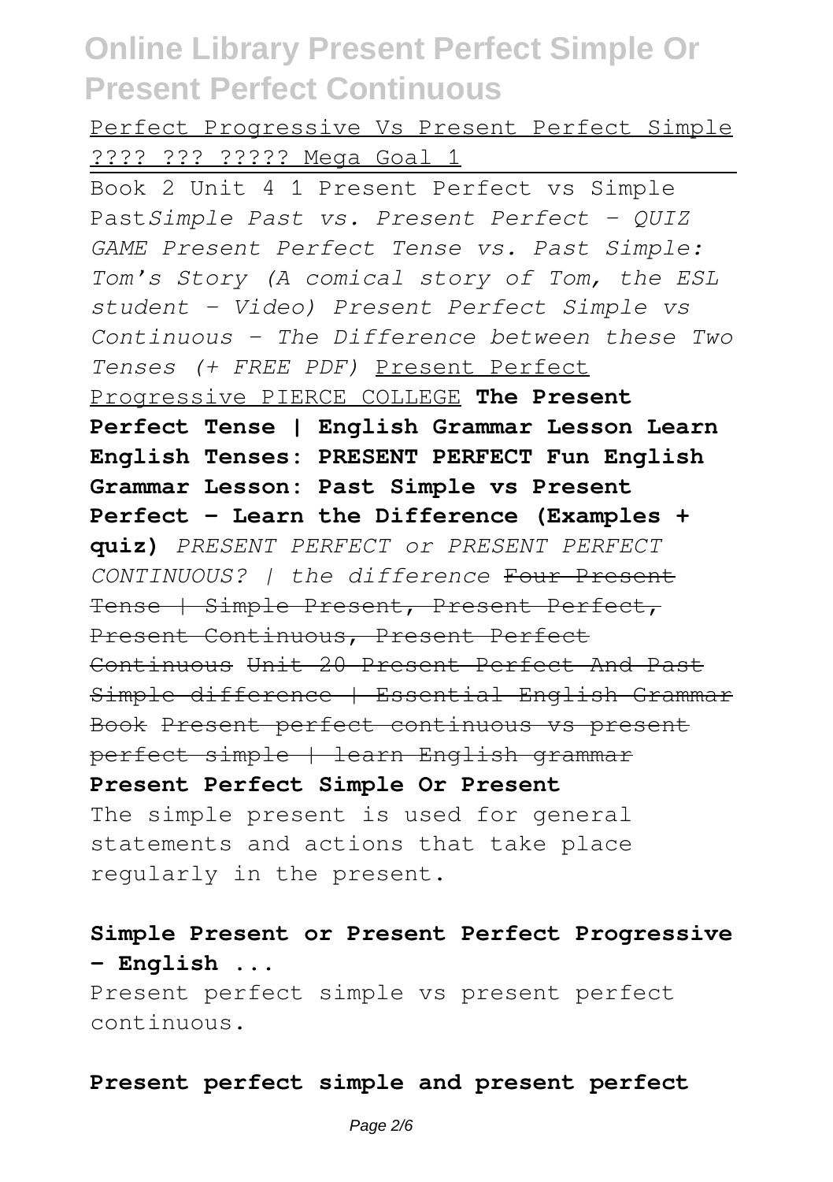Perfect Progressive Vs Present Perfect Simple ???? ??? ????? Mega Goal 1

Book 2 Unit 4 1 Present Perfect vs Simple Past *Simple Past vs. Present Perfect - QUIZ GAME Present Perfect Tense vs. Past Simple: Tom's Story (A comical story of Tom, the ESL student - Video) Present Perfect Simple vs Continuous - The Difference between these Two Tenses (+ FREE PDF)* Present Perfect Progressive PIERCE COLLEGE **The Present Perfect Tense | English Grammar Lesson Learn English Tenses: PRESENT PERFECT Fun English Grammar Lesson: Past Simple vs Present Perfect - Learn the Difference (Examples + quiz)** *PRESENT PERFECT or PRESENT PERFECT CONTINUOUS? | the difference* ~~Four Present Tense | Simple Present, Present Perfect, Present Continuous, Present Perfect Continuous~~ ~~Unit 20 Present Perfect And Past Simple difference | Essential English Grammar Book~~ ~~Present perfect continuous vs present perfect simple | learn English grammar~~

**Present Perfect Simple Or Present**

The simple present is used for general statements and actions that take place regularly in the present.

**Simple Present or Present Perfect Progressive - English ...**

Present perfect simple vs present perfect continuous.

**Present perfect simple and present perfect**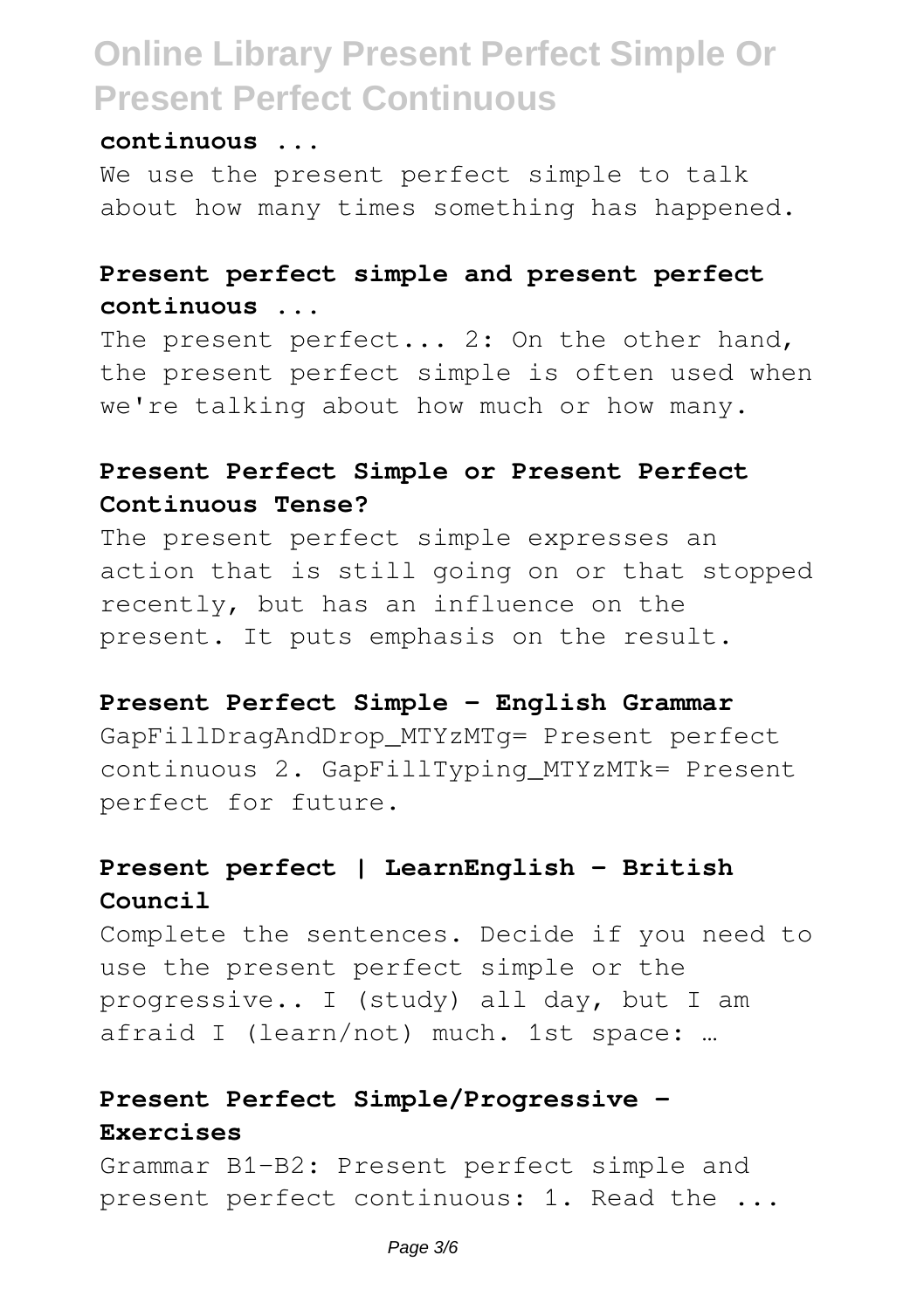**continuous ...**

We use the present perfect simple to talk about how many times something has happened.

**Present perfect simple and present perfect continuous ...**

The present perfect... 2: On the other hand, the present perfect simple is often used when we're talking about how much or how many.

**Present Perfect Simple or Present Perfect Continuous Tense?**

The present perfect simple expresses an action that is still going on or that stopped recently, but has an influence on the present. It puts emphasis on the result.

**Present Perfect Simple - English Grammar**

GapFillDragAndDrop_MTYzMTg= Present perfect continuous 2. GapFillTyping_MTYzMTk= Present perfect for future.

**Present perfect | LearnEnglish - British Council**

Complete the sentences. Decide if you need to use the present perfect simple or the progressive.. I (study) all day, but I am afraid I (learn/not) much. 1st space: …

**Present Perfect Simple/Progressive - Exercises**

Grammar B1-B2: Present perfect simple and present perfect continuous: 1. Read the ...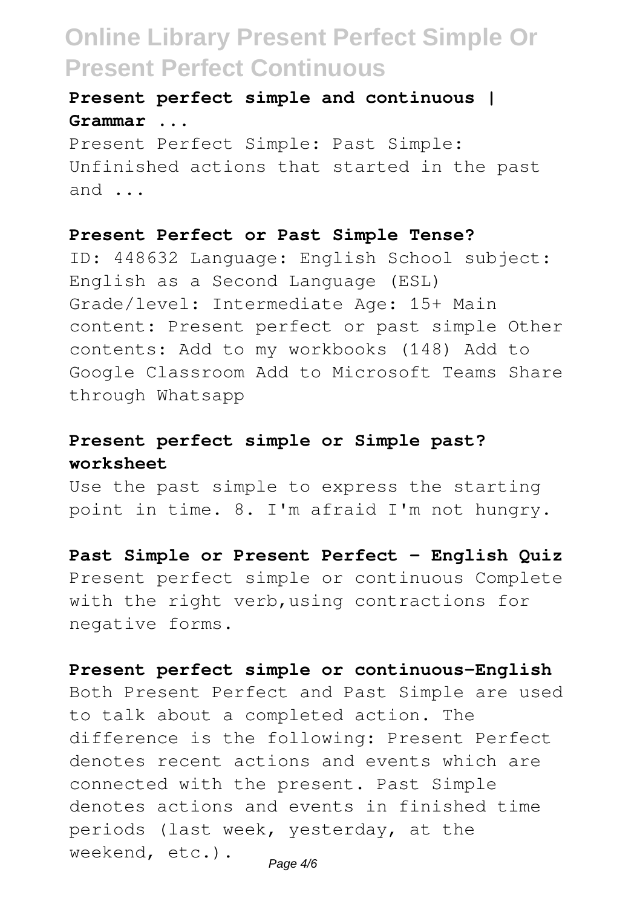### Present perfect simple and continuous | Grammar ...

Present Perfect Simple: Past Simple: Unfinished actions that started in the past and ...

### Present Perfect or Past Simple Tense?

ID: 448632 Language: English School subject: English as a Second Language (ESL) Grade/level: Intermediate Age: 15+ Main content: Present perfect or past simple Other contents: Add to my workbooks (148) Add to Google Classroom Add to Microsoft Teams Share through Whatsapp

### Present perfect simple or Simple past? worksheet

Use the past simple to express the starting point in time. 8. I'm afraid I'm not hungry.

### Past Simple or Present Perfect - English Quiz

Present perfect simple or continuous Complete with the right verb,using contractions for negative forms.

### Present perfect simple or continuous-English

Both Present Perfect and Past Simple are used to talk about a completed action. The difference is the following: Present Perfect denotes recent actions and events which are connected with the present. Past Simple denotes actions and events in finished time periods (last week, yesterday, at the weekend, etc.).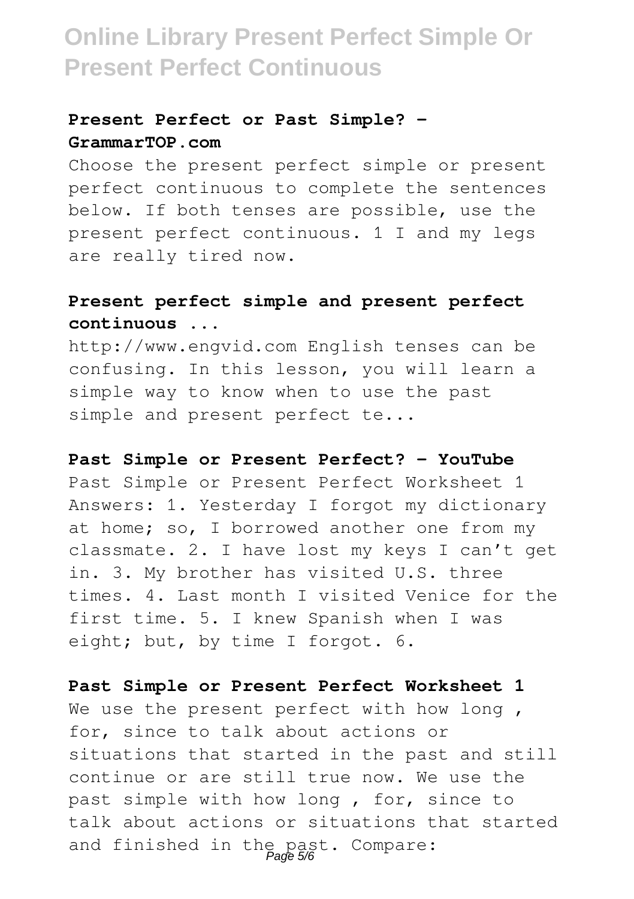### Present Perfect or Past Simple? - GrammarTOP.com

Choose the present perfect simple or present perfect continuous to complete the sentences below. If both tenses are possible, use the present perfect continuous. 1 I and my legs are really tired now.

### Present perfect simple and present perfect continuous ...

http://www.engvid.com English tenses can be confusing. In this lesson, you will learn a simple way to know when to use the past simple and present perfect te...

### Past Simple or Present Perfect? - YouTube

Past Simple or Present Perfect Worksheet 1 Answers: 1. Yesterday I forgot my dictionary at home; so, I borrowed another one from my classmate. 2. I have lost my keys I can't get in. 3. My brother has visited U.S. three times. 4. Last month I visited Venice for the first time. 5. I knew Spanish when I was eight; but, by time I forgot. 6.

### Past Simple or Present Perfect Worksheet 1

We use the present perfect with how long , for, since to talk about actions or situations that started in the past and still continue or are still true now. We use the past simple with how long , for, since to talk about actions or situations that started and finished in the past. Compare: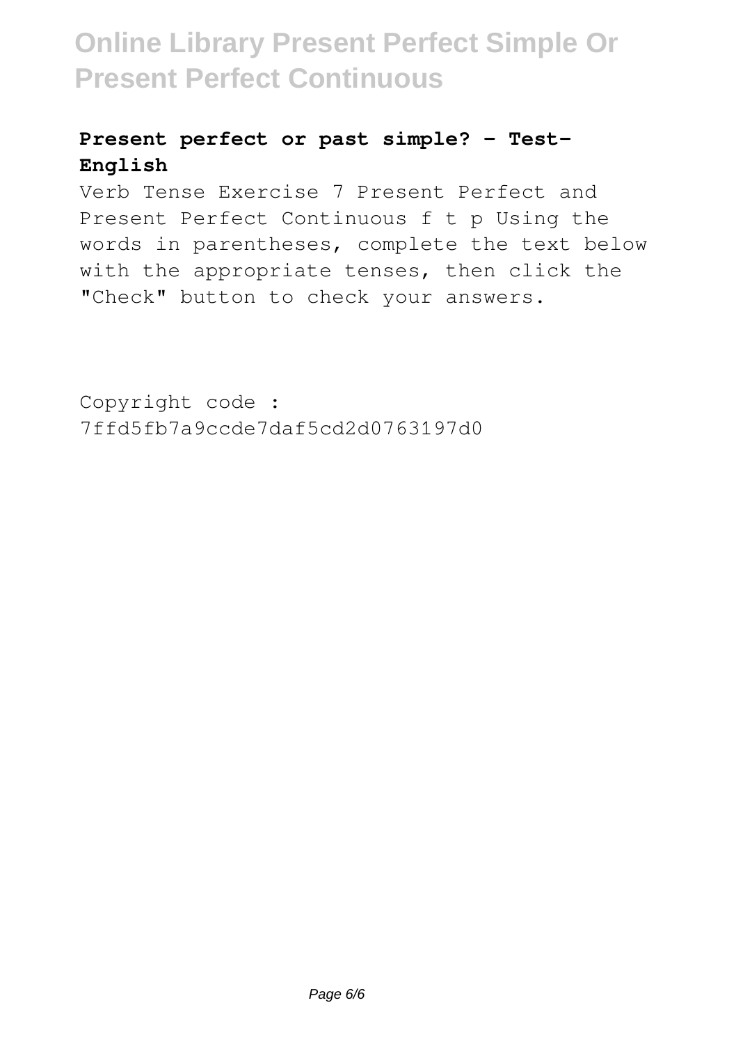**Present perfect or past simple? - Test-English**

Verb Tense Exercise 7 Present Perfect and Present Perfect Continuous f t p Using the words in parentheses, complete the text below with the appropriate tenses, then click the "Check" button to check your answers.

Copyright code : 7ffd5fb7a9ccde7daf5cd2d0763197d0